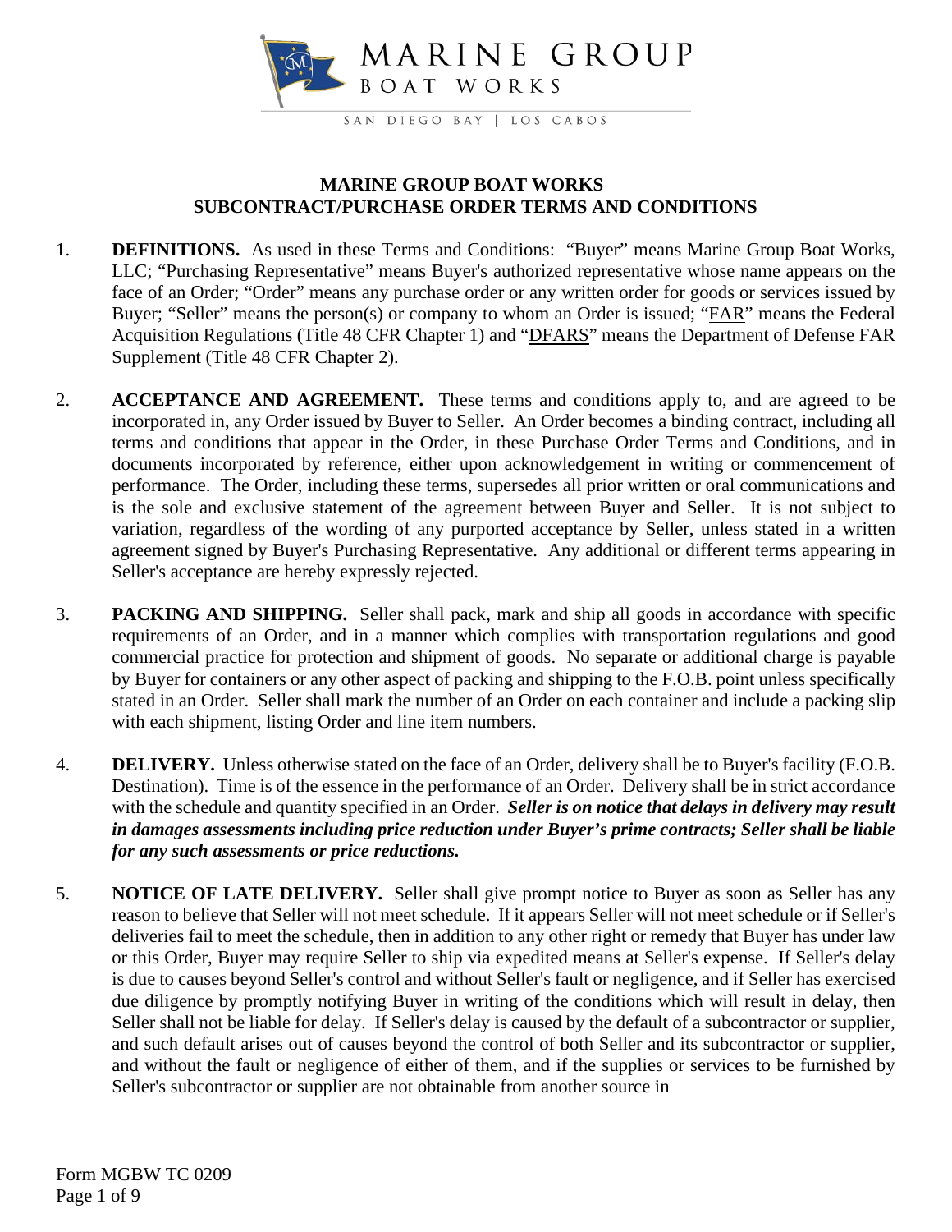MARINE GROUP
BOAT WORKS
SAN DIEGO BAY | LOS CABOS

# MARINE GROUP BOAT WORKS
# SUBCONTRACT/PURCHASE ORDER TERMS AND CONDITIONS

1. **DEFINITIONS.** As used in these Terms and Conditions: "Buyer" means Marine Group Boat Works, LLC; "Purchasing Representative" means Buyer's authorized representative whose name appears on the face of an Order; "Order" means any purchase order or any written order for goods or services issued by Buyer; "Seller" means the person(s) or company to whom an Order is issued; "FAR" means the Federal Acquisition Regulations (Title 48 CFR Chapter 1) and "DFARS" means the Department of Defense FAR Supplement (Title 48 CFR Chapter 2).

2. **ACCEPTANCE AND AGREEMENT.** These terms and conditions apply to, and are agreed to be incorporated in, any Order issued by Buyer to Seller. An Order becomes a binding contract, including all terms and conditions that appear in the Order, in these Purchase Order Terms and Conditions, and in documents incorporated by reference, either upon acknowledgement in writing or commencement of performance. The Order, including these terms, supersedes all prior written or oral communications and is the sole and exclusive statement of the agreement between Buyer and Seller. It is not subject to variation, regardless of the wording of any purported acceptance by Seller, unless stated in a written agreement signed by Buyer's Purchasing Representative. Any additional or different terms appearing in Seller's acceptance are hereby expressly rejected.

3. **PACKING AND SHIPPING.** Seller shall pack, mark and ship all goods in accordance with specific requirements of an Order, and in a manner which complies with transportation regulations and good commercial practice for protection and shipment of goods. No separate or additional charge is payable by Buyer for containers or any other aspect of packing and shipping to the F.O.B. point unless specifically stated in an Order. Seller shall mark the number of an Order on each container and include a packing slip with each shipment, listing Order and line item numbers.

4. **DELIVERY.** Unless otherwise stated on the face of an Order, delivery shall be to Buyer's facility (F.O.B. Destination). Time is of the essence in the performance of an Order. Delivery shall be in strict accordance with the schedule and quantity specified in an Order. ***Seller is on notice that delays in delivery may result in damages assessments including price reduction under Buyer's prime contracts; Seller shall be liable for any such assessments or price reductions.***

5. **NOTICE OF LATE DELIVERY.** Seller shall give prompt notice to Buyer as soon as Seller has any reason to believe that Seller will not meet schedule. If it appears Seller will not meet schedule or if Seller's deliveries fail to meet the schedule, then in addition to any other right or remedy that Buyer has under law or this Order, Buyer may require Seller to ship via expedited means at Seller's expense. If Seller's delay is due to causes beyond Seller's control and without Seller's fault or negligence, and if Seller has exercised due diligence by promptly notifying Buyer in writing of the conditions which will result in delay, then Seller shall not be liable for delay. If Seller's delay is caused by the default of a subcontractor or supplier, and such default arises out of causes beyond the control of both Seller and its subcontractor or supplier, and without the fault or negligence of either of them, and if the supplies or services to be furnished by Seller's subcontractor or supplier are not obtainable from another source in

Form MGBW TC 0209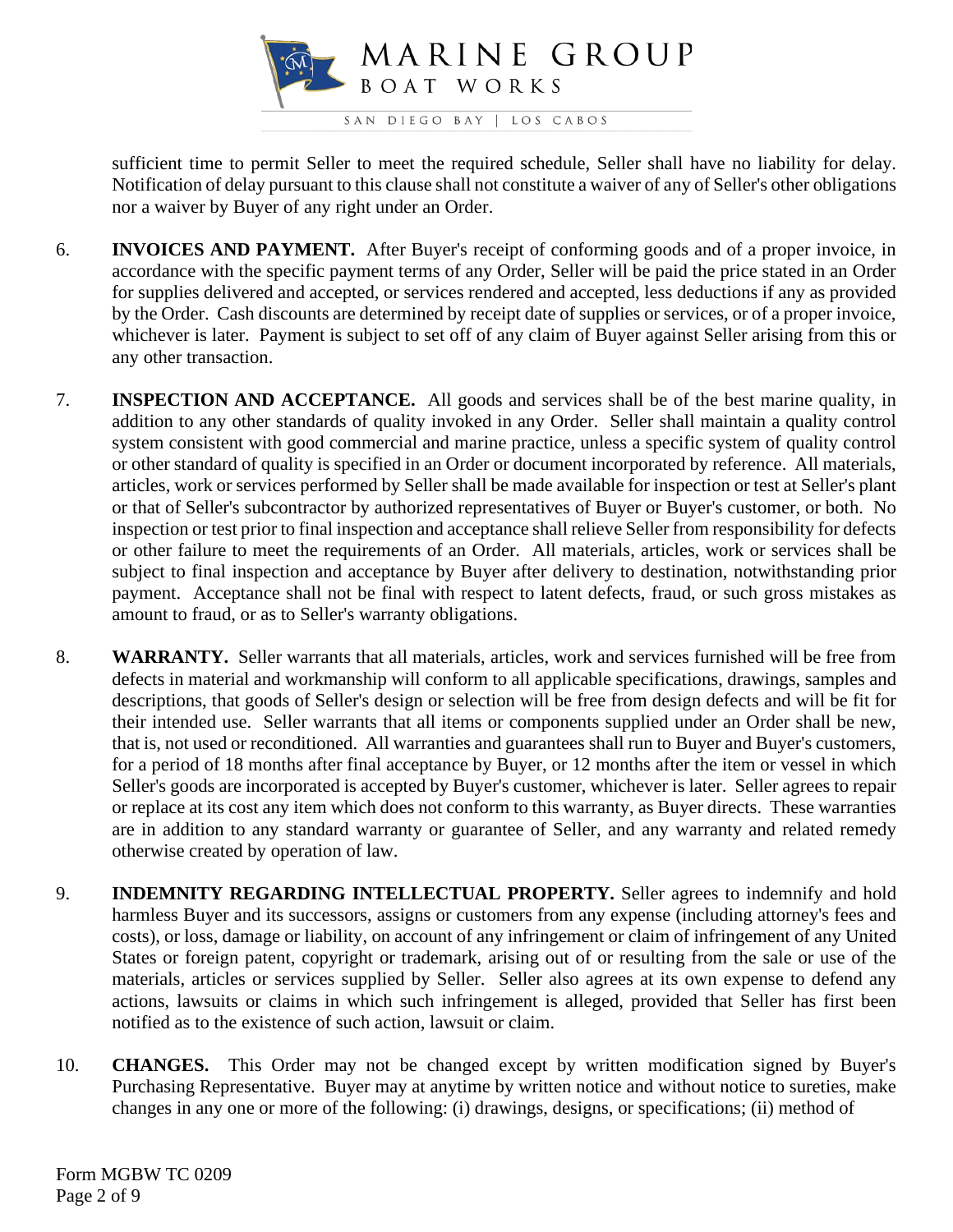sufficient time to permit Seller to meet the required schedule, Seller shall have no liability for delay. Notification of delay pursuant to this clause shall not constitute a waiver of any of Seller's other obligations nor a waiver by Buyer of any right under an Order.

6. **INVOICES AND PAYMENT.** After Buyer's receipt of conforming goods and of a proper invoice, in accordance with the specific payment terms of any Order, Seller will be paid the price stated in an Order for supplies delivered and accepted, or services rendered and accepted, less deductions if any as provided by the Order. Cash discounts are determined by receipt date of supplies or services, or of a proper invoice, whichever is later. Payment is subject to set off of any claim of Buyer against Seller arising from this or any other transaction.

7. **INSPECTION AND ACCEPTANCE.** All goods and services shall be of the best marine quality, in addition to any other standards of quality invoked in any Order. Seller shall maintain a quality control system consistent with good commercial and marine practice, unless a specific system of quality control or other standard of quality is specified in an Order or document incorporated by reference. All materials, articles, work or services performed by Seller shall be made available for inspection or test at Seller's plant or that of Seller's subcontractor by authorized representatives of Buyer or Buyer's customer, or both. No inspection or test prior to final inspection and acceptance shall relieve Seller from responsibility for defects or other failure to meet the requirements of an Order. All materials, articles, work or services shall be subject to final inspection and acceptance by Buyer after delivery to destination, notwithstanding prior payment. Acceptance shall not be final with respect to latent defects, fraud, or such gross mistakes as amount to fraud, or as to Seller's warranty obligations.

8. **WARRANTY.** Seller warrants that all materials, articles, work and services furnished will be free from defects in material and workmanship will conform to all applicable specifications, drawings, samples and descriptions, that goods of Seller's design or selection will be free from design defects and will be fit for their intended use. Seller warrants that all items or components supplied under an Order shall be new, that is, not used or reconditioned. All warranties and guarantees shall run to Buyer and Buyer's customers, for a period of 18 months after final acceptance by Buyer, or 12 months after the item or vessel in which Seller's goods are incorporated is accepted by Buyer's customer, whichever is later. Seller agrees to repair or replace at its cost any item which does not conform to this warranty, as Buyer directs. These warranties are in addition to any standard warranty or guarantee of Seller, and any warranty and related remedy otherwise created by operation of law.

9. **INDEMNITY REGARDING INTELLECTUAL PROPERTY.** Seller agrees to indemnify and hold harmless Buyer and its successors, assigns or customers from any expense (including attorney's fees and costs), or loss, damage or liability, on account of any infringement or claim of infringement of any United States or foreign patent, copyright or trademark, arising out of or resulting from the sale or use of the materials, articles or services supplied by Seller. Seller also agrees at its own expense to defend any actions, lawsuits or claims in which such infringement is alleged, provided that Seller has first been notified as to the existence of such action, lawsuit or claim.

10. **CHANGES.** This Order may not be changed except by written modification signed by Buyer's Purchasing Representative. Buyer may at anytime by written notice and without notice to sureties, make changes in any one or more of the following: (i) drawings, designs, or specifications; (ii) method of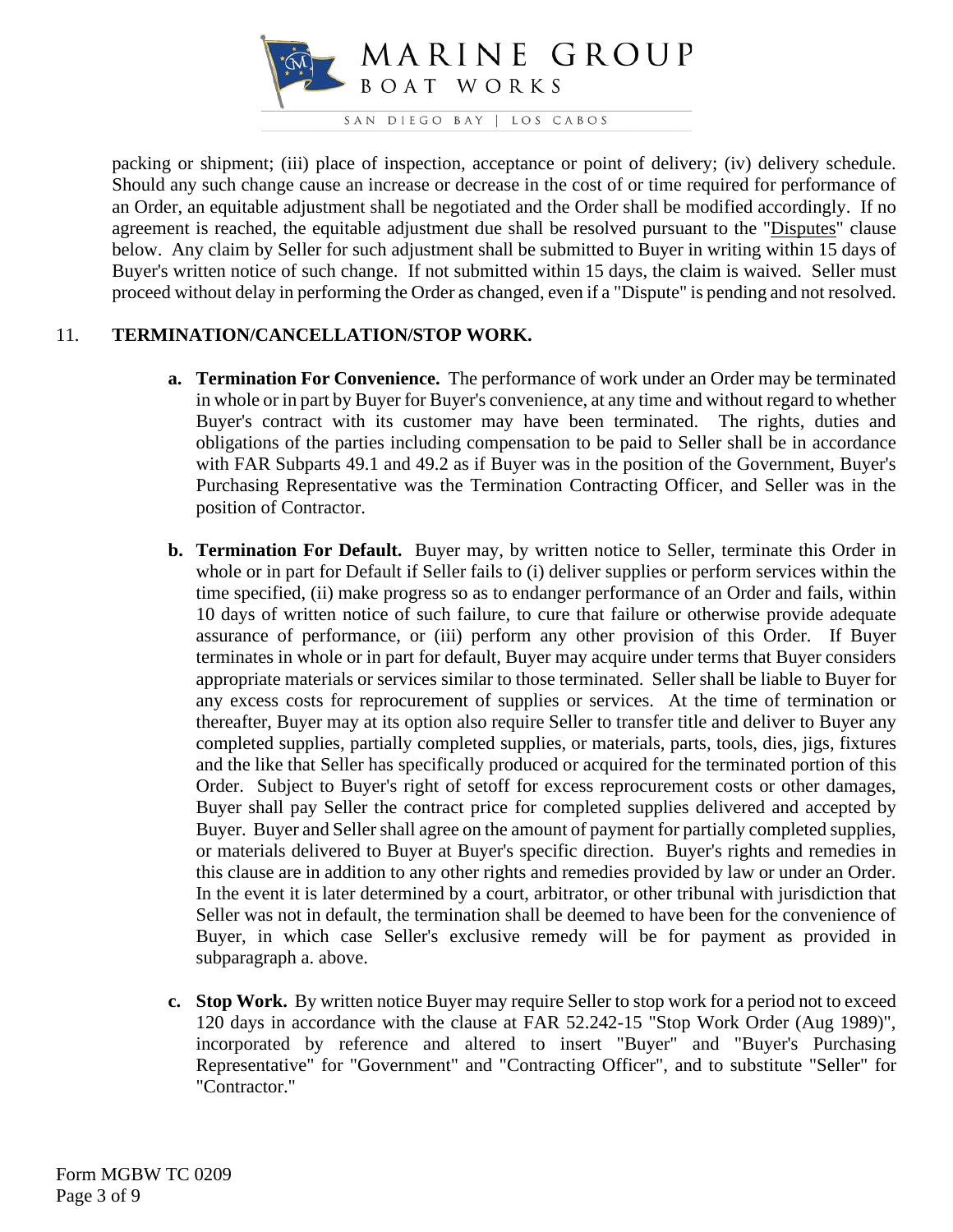packing or shipment; (iii) place of inspection, acceptance or point of delivery; (iv) delivery schedule. Should any such change cause an increase or decrease in the cost of or time required for performance of an Order, an equitable adjustment shall be negotiated and the Order shall be modified accordingly. If no agreement is reached, the equitable adjustment due shall be resolved pursuant to the "Disputes" clause below. Any claim by Seller for such adjustment shall be submitted to Buyer in writing within 15 days of Buyer's written notice of such change. If not submitted within 15 days, the claim is waived. Seller must proceed without delay in performing the Order as changed, even if a "Dispute" is pending and not resolved.

## 11. TERMINATION/CANCELLATION/STOP WORK.

**a. Termination For Convenience.** The performance of work under an Order may be terminated in whole or in part by Buyer for Buyer's convenience, at any time and without regard to whether Buyer's contract with its customer may have been terminated. The rights, duties and obligations of the parties including compensation to be paid to Seller shall be in accordance with FAR Subparts 49.1 and 49.2 as if Buyer was in the position of the Government, Buyer's Purchasing Representative was the Termination Contracting Officer, and Seller was in the position of Contractor.

**b. Termination For Default.** Buyer may, by written notice to Seller, terminate this Order in whole or in part for Default if Seller fails to (i) deliver supplies or perform services within the time specified, (ii) make progress so as to endanger performance of an Order and fails, within 10 days of written notice of such failure, to cure that failure or otherwise provide adequate assurance of performance, or (iii) perform any other provision of this Order. If Buyer terminates in whole or in part for default, Buyer may acquire under terms that Buyer considers appropriate materials or services similar to those terminated. Seller shall be liable to Buyer for any excess costs for reprocurement of supplies or services. At the time of termination or thereafter, Buyer may at its option also require Seller to transfer title and deliver to Buyer any completed supplies, partially completed supplies, or materials, parts, tools, dies, jigs, fixtures and the like that Seller has specifically produced or acquired for the terminated portion of this Order. Subject to Buyer's right of setoff for excess reprocurement costs or other damages, Buyer shall pay Seller the contract price for completed supplies delivered and accepted by Buyer. Buyer and Seller shall agree on the amount of payment for partially completed supplies, or materials delivered to Buyer at Buyer's specific direction. Buyer's rights and remedies in this clause are in addition to any other rights and remedies provided by law or under an Order. In the event it is later determined by a court, arbitrator, or other tribunal with jurisdiction that Seller was not in default, the termination shall be deemed to have been for the convenience of Buyer, in which case Seller's exclusive remedy will be for payment as provided in subparagraph a. above.

**c. Stop Work.** By written notice Buyer may require Seller to stop work for a period not to exceed 120 days in accordance with the clause at FAR 52.242-15 "Stop Work Order (Aug 1989)", incorporated by reference and altered to insert "Buyer" and "Buyer's Purchasing Representative" for "Government" and "Contracting Officer", and to substitute "Seller" for "Contractor."

Form MGBW TC 0209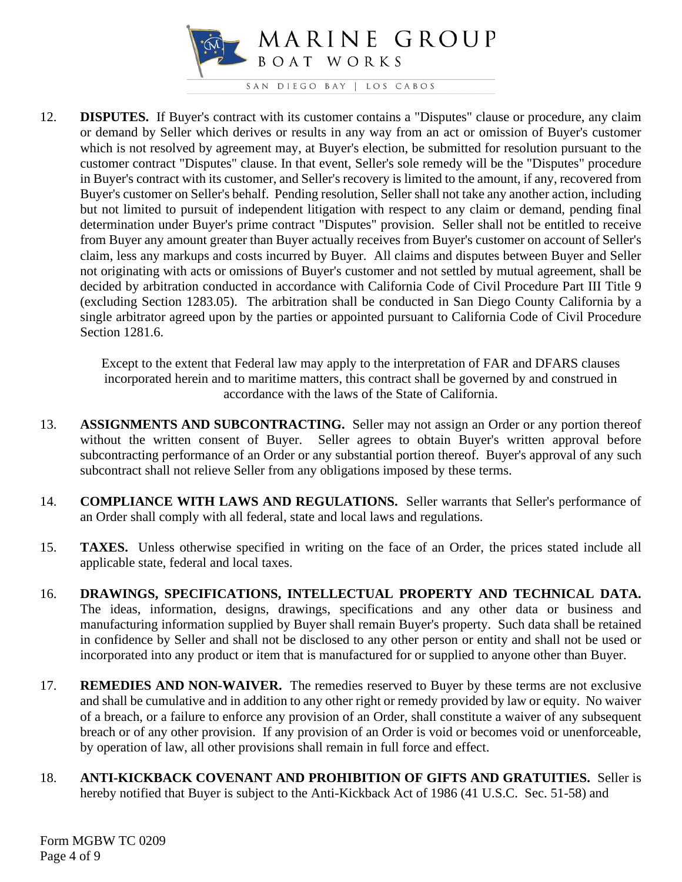12. **DISPUTES.** If Buyer's contract with its customer contains a "Disputes" clause or procedure, any claim or demand by Seller which derives or results in any way from an act or omission of Buyer's customer which is not resolved by agreement may, at Buyer's election, be submitted for resolution pursuant to the customer contract "Disputes" clause. In that event, Seller's sole remedy will be the "Disputes" procedure in Buyer's contract with its customer, and Seller's recovery is limited to the amount, if any, recovered from Buyer's customer on Seller's behalf. Pending resolution, Seller shall not take any another action, including but not limited to pursuit of independent litigation with respect to any claim or demand, pending final determination under Buyer's prime contract "Disputes" provision. Seller shall not be entitled to receive from Buyer any amount greater than Buyer actually receives from Buyer's customer on account of Seller's claim, less any markups and costs incurred by Buyer. All claims and disputes between Buyer and Seller not originating with acts or omissions of Buyer's customer and not settled by mutual agreement, shall be decided by arbitration conducted in accordance with California Code of Civil Procedure Part III Title 9 (excluding Section 1283.05). The arbitration shall be conducted in San Diego County California by a single arbitrator agreed upon by the parties or appointed pursuant to California Code of Civil Procedure Section 1281.6.

    Except to the extent that Federal law may apply to the interpretation of FAR and DFARS clauses incorporated herein and to maritime matters, this contract shall be governed by and construed in accordance with the laws of the State of California.

13. **ASSIGNMENTS AND SUBCONTRACTING.** Seller may not assign an Order or any portion thereof without the written consent of Buyer. Seller agrees to obtain Buyer's written approval before subcontracting performance of an Order or any substantial portion thereof. Buyer's approval of any such subcontract shall not relieve Seller from any obligations imposed by these terms.

14. **COMPLIANCE WITH LAWS AND REGULATIONS.** Seller warrants that Seller's performance of an Order shall comply with all federal, state and local laws and regulations.

15. **TAXES.** Unless otherwise specified in writing on the face of an Order, the prices stated include all applicable state, federal and local taxes.

16. **DRAWINGS, SPECIFICATIONS, INTELLECTUAL PROPERTY AND TECHNICAL DATA.** The ideas, information, designs, drawings, specifications and any other data or business and manufacturing information supplied by Buyer shall remain Buyer's property. Such data shall be retained in confidence by Seller and shall not be disclosed to any other person or entity and shall not be used or incorporated into any product or item that is manufactured for or supplied to anyone other than Buyer.

17. **REMEDIES AND NON-WAIVER.** The remedies reserved to Buyer by these terms are not exclusive and shall be cumulative and in addition to any other right or remedy provided by law or equity. No waiver of a breach, or a failure to enforce any provision of an Order, shall constitute a waiver of any subsequent breach or of any other provision. If any provision of an Order is void or becomes void or unenforceable, by operation of law, all other provisions shall remain in full force and effect.

18. **ANTI-KICKBACK COVENANT AND PROHIBITION OF GIFTS AND GRATUITIES.** Seller is hereby notified that Buyer is subject to the Anti-Kickback Act of 1986 (41 U.S.C. Sec. 51-58) and

Form MGBW TC 0209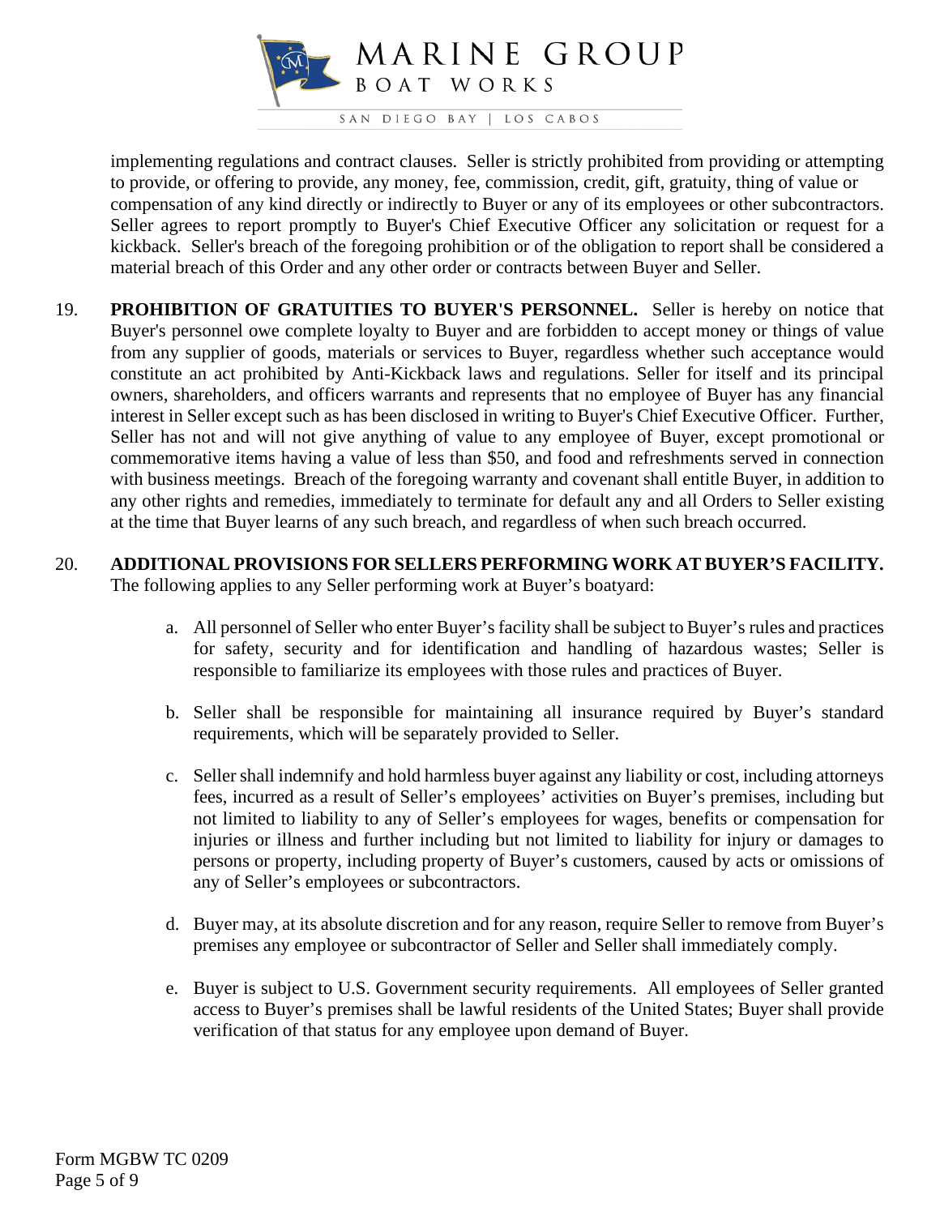implementing regulations and contract clauses. Seller is strictly prohibited from providing or attempting to provide, or offering to provide, any money, fee, commission, credit, gift, gratuity, thing of value or compensation of any kind directly or indirectly to Buyer or any of its employees or other subcontractors. Seller agrees to report promptly to Buyer's Chief Executive Officer any solicitation or request for a kickback. Seller's breach of the foregoing prohibition or of the obligation to report shall be considered a material breach of this Order and any other order or contracts between Buyer and Seller.

19. **PROHIBITION OF GRATUITIES TO BUYER'S PERSONNEL.** Seller is hereby on notice that Buyer's personnel owe complete loyalty to Buyer and are forbidden to accept money or things of value from any supplier of goods, materials or services to Buyer, regardless whether such acceptance would constitute an act prohibited by Anti-Kickback laws and regulations. Seller for itself and its principal owners, shareholders, and officers warrants and represents that no employee of Buyer has any financial interest in Seller except such as has been disclosed in writing to Buyer's Chief Executive Officer. Further, Seller has not and will not give anything of value to any employee of Buyer, except promotional or commemorative items having a value of less than $50, and food and refreshments served in connection with business meetings. Breach of the foregoing warranty and covenant shall entitle Buyer, in addition to any other rights and remedies, immediately to terminate for default any and all Orders to Seller existing at the time that Buyer learns of any such breach, and regardless of when such breach occurred.

20. **ADDITIONAL PROVISIONS FOR SELLERS PERFORMING WORK AT BUYER'S FACILITY.** The following applies to any Seller performing work at Buyer's boatyard:

    a. All personnel of Seller who enter Buyer's facility shall be subject to Buyer's rules and practices for safety, security and for identification and handling of hazardous wastes; Seller is responsible to familiarize its employees with those rules and practices of Buyer.

    b. Seller shall be responsible for maintaining all insurance required by Buyer's standard requirements, which will be separately provided to Seller.

    c. Seller shall indemnify and hold harmless buyer against any liability or cost, including attorneys fees, incurred as a result of Seller's employees' activities on Buyer's premises, including but not limited to liability to any of Seller's employees for wages, benefits or compensation for injuries or illness and further including but not limited to liability for injury or damages to persons or property, including property of Buyer's customers, caused by acts or omissions of any of Seller's employees or subcontractors.

    d. Buyer may, at its absolute discretion and for any reason, require Seller to remove from Buyer's premises any employee or subcontractor of Seller and Seller shall immediately comply.

    e. Buyer is subject to U.S. Government security requirements. All employees of Seller granted access to Buyer's premises shall be lawful residents of the United States; Buyer shall provide verification of that status for any employee upon demand of Buyer.

Form MGBW TC 0209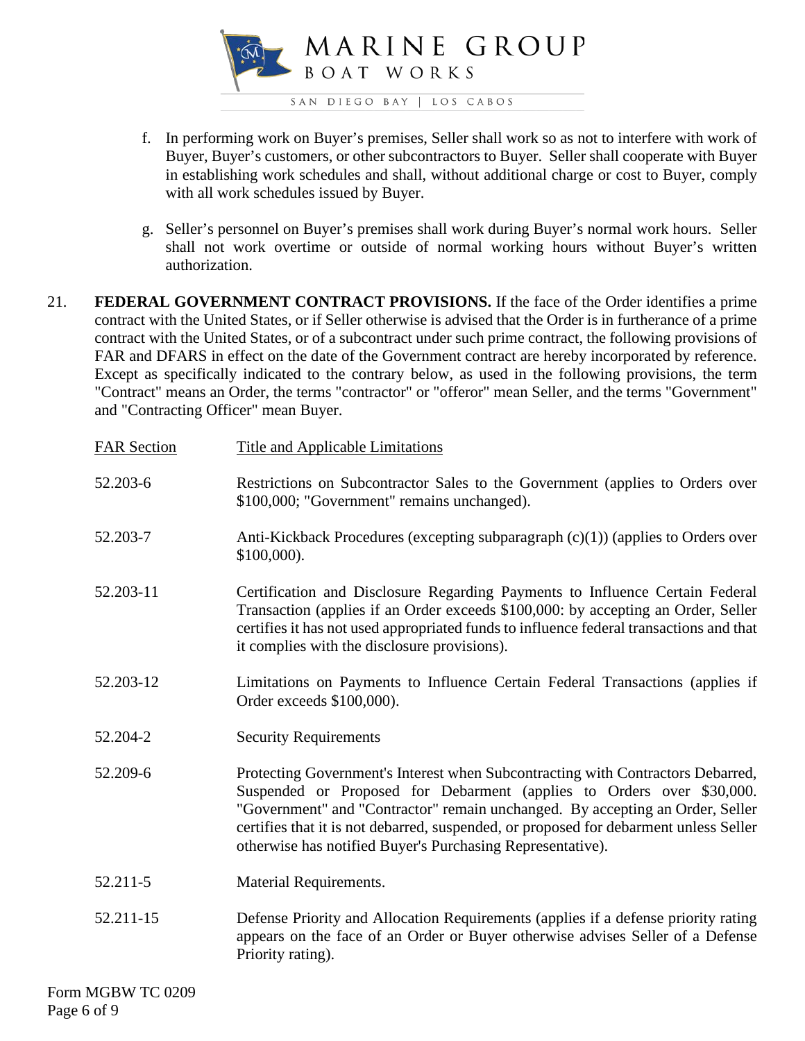f. In performing work on Buyer's premises, Seller shall work so as not to interfere with work of Buyer, Buyer's customers, or other subcontractors to Buyer. Seller shall cooperate with Buyer in establishing work schedules and shall, without additional charge or cost to Buyer, comply with all work schedules issued by Buyer.

g. Seller's personnel on Buyer's premises shall work during Buyer's normal work hours. Seller shall not work overtime or outside of normal working hours without Buyer's written authorization.

21. **FEDERAL GOVERNMENT CONTRACT PROVISIONS.** If the face of the Order identifies a prime contract with the United States, or if Seller otherwise is advised that the Order is in furtherance of a prime contract with the United States, or of a subcontract under such prime contract, the following provisions of FAR and DFARS in effect on the date of the Government contract are hereby incorporated by reference. Except as specifically indicated to the contrary below, as used in the following provisions, the term "Contract" means an Order, the terms "contractor" or "offeror" mean Seller, and the terms "Government" and "Contracting Officer" mean Buyer.

| FAR Section | Title and Applicable Limitations |
|---|---|
| 52.203-6 | Restrictions on Subcontractor Sales to the Government (applies to Orders over $100,000; "Government" remains unchanged). |
| 52.203-7 | Anti-Kickback Procedures (excepting subparagraph (c)(1)) (applies to Orders over $100,000). |
| 52.203-11 | Certification and Disclosure Regarding Payments to Influence Certain Federal Transaction (applies if an Order exceeds $100,000: by accepting an Order, Seller certifies it has not used appropriated funds to influence federal transactions and that it complies with the disclosure provisions). |
| 52.203-12 | Limitations on Payments to Influence Certain Federal Transactions (applies if Order exceeds $100,000). |
| 52.204-2 | Security Requirements |
| 52.209-6 | Protecting Government's Interest when Subcontracting with Contractors Debarred, Suspended or Proposed for Debarment (applies to Orders over $30,000. "Government" and "Contractor" remain unchanged. By accepting an Order, Seller certifies that it is not debarred, suspended, or proposed for debarment unless Seller otherwise has notified Buyer's Purchasing Representative). |
| 52.211-5 | Material Requirements. |
| 52.211-15 | Defense Priority and Allocation Requirements (applies if a defense priority rating appears on the face of an Order or Buyer otherwise advises Seller of a Defense Priority rating). |

Form MGBW TC 0209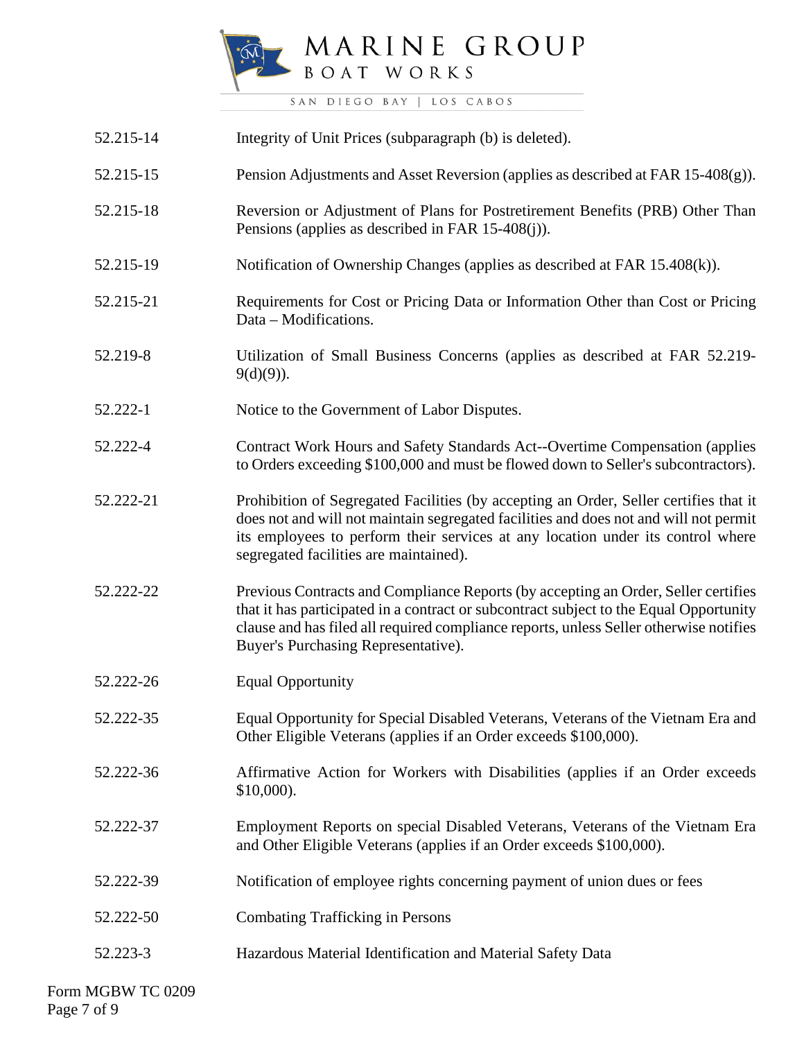| | |
|---|---|
| 52.215-14 | Integrity of Unit Prices (subparagraph (b) is deleted). |
| 52.215-15 | Pension Adjustments and Asset Reversion (applies as described at FAR 15-408(g)). |
| 52.215-18 | Reversion or Adjustment of Plans for Postretirement Benefits (PRB) Other Than Pensions (applies as described in FAR 15-408(j)). |
| 52.215-19 | Notification of Ownership Changes (applies as described at FAR 15.408(k)). |
| 52.215-21 | Requirements for Cost or Pricing Data or Information Other than Cost or Pricing Data – Modifications. |
| 52.219-8 | Utilization of Small Business Concerns (applies as described at FAR 52.219-9(d)(9)). |
| 52.222-1 | Notice to the Government of Labor Disputes. |
| 52.222-4 | Contract Work Hours and Safety Standards Act--Overtime Compensation (applies to Orders exceeding $100,000 and must be flowed down to Seller's subcontractors). |
| 52.222-21 | Prohibition of Segregated Facilities (by accepting an Order, Seller certifies that it does not and will not maintain segregated facilities and does not and will not permit its employees to perform their services at any location under its control where segregated facilities are maintained). |
| 52.222-22 | Previous Contracts and Compliance Reports (by accepting an Order, Seller certifies that it has participated in a contract or subcontract subject to the Equal Opportunity clause and has filed all required compliance reports, unless Seller otherwise notifies Buyer's Purchasing Representative). |
| 52.222-26 | Equal Opportunity |
| 52.222-35 | Equal Opportunity for Special Disabled Veterans, Veterans of the Vietnam Era and Other Eligible Veterans (applies if an Order exceeds $100,000). |
| 52.222-36 | Affirmative Action for Workers with Disabilities (applies if an Order exceeds $10,000). |
| 52.222-37 | Employment Reports on special Disabled Veterans, Veterans of the Vietnam Era and Other Eligible Veterans (applies if an Order exceeds $100,000). |
| 52.222-39 | Notification of employee rights concerning payment of union dues or fees |
| 52.222-50 | Combating Trafficking in Persons |
| 52.223-3 | Hazardous Material Identification and Material Safety Data |

Form MGBW TC 0209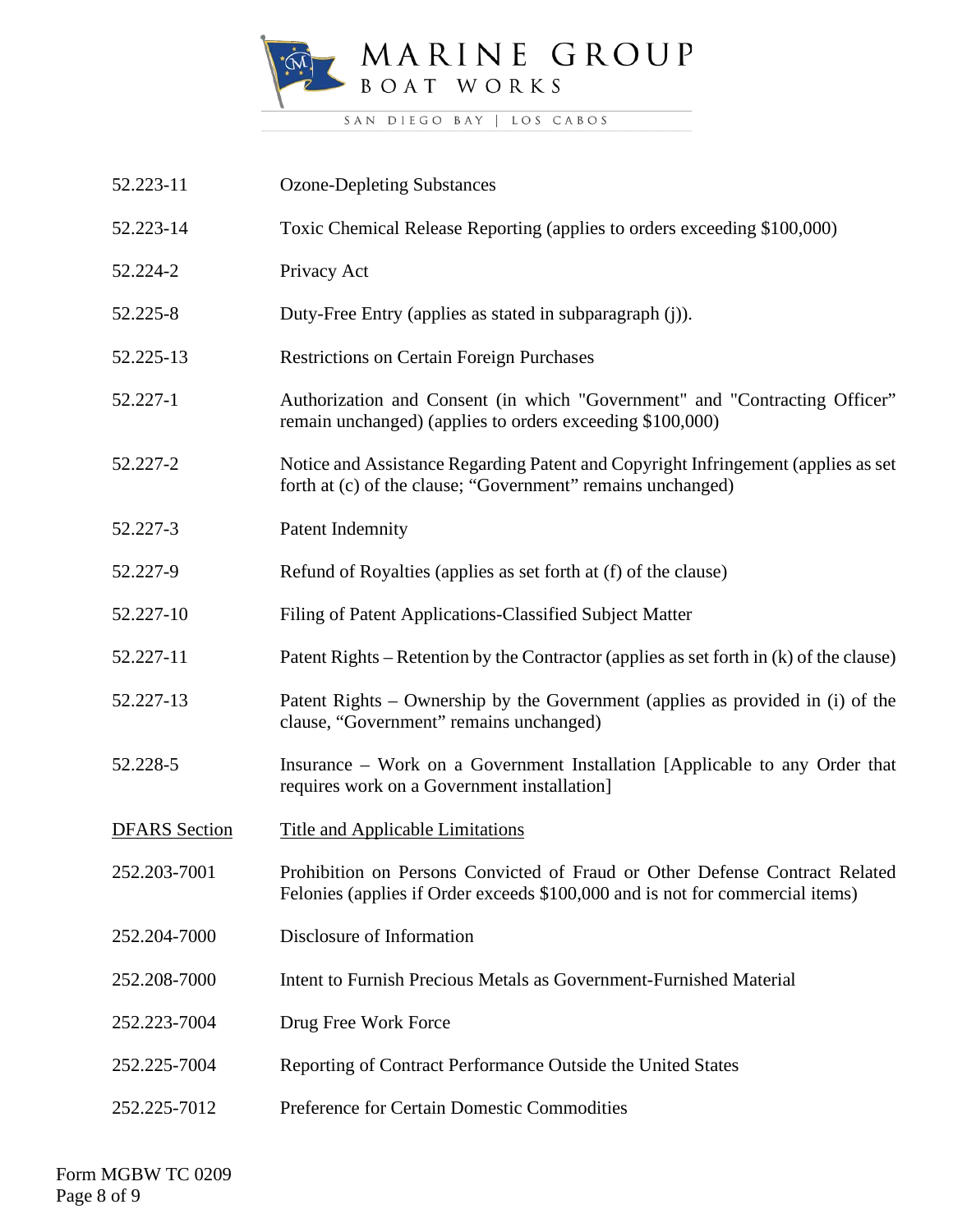| | |
|---|---|
| 52.223-11 | Ozone-Depleting Substances |
| 52.223-14 | Toxic Chemical Release Reporting (applies to orders exceeding $100,000) |
| 52.224-2 | Privacy Act |
| 52.225-8 | Duty-Free Entry (applies as stated in subparagraph (j)). |
| 52.225-13 | Restrictions on Certain Foreign Purchases |
| 52.227-1 | Authorization and Consent (in which "Government" and "Contracting Officer" remain unchanged) (applies to orders exceeding $100,000) |
| 52.227-2 | Notice and Assistance Regarding Patent and Copyright Infringement (applies as set forth at (c) of the clause; "Government" remains unchanged) |
| 52.227-3 | Patent Indemnity |
| 52.227-9 | Refund of Royalties (applies as set forth at (f) of the clause) |
| 52.227-10 | Filing of Patent Applications-Classified Subject Matter |
| 52.227-11 | Patent Rights – Retention by the Contractor (applies as set forth in (k) of the clause) |
| 52.227-13 | Patent Rights – Ownership by the Government (applies as provided in (i) of the clause, "Government" remains unchanged) |
| 52.228-5 | Insurance – Work on a Government Installation [Applicable to any Order that requires work on a Government installation] |
| DFARS Section | Title and Applicable Limitations |
| 252.203-7001 | Prohibition on Persons Convicted of Fraud or Other Defense Contract Related Felonies (applies if Order exceeds $100,000 and is not for commercial items) |
| 252.204-7000 | Disclosure of Information |
| 252.208-7000 | Intent to Furnish Precious Metals as Government-Furnished Material |
| 252.223-7004 | Drug Free Work Force |
| 252.225-7004 | Reporting of Contract Performance Outside the United States |
| 252.225-7012 | Preference for Certain Domestic Commodities |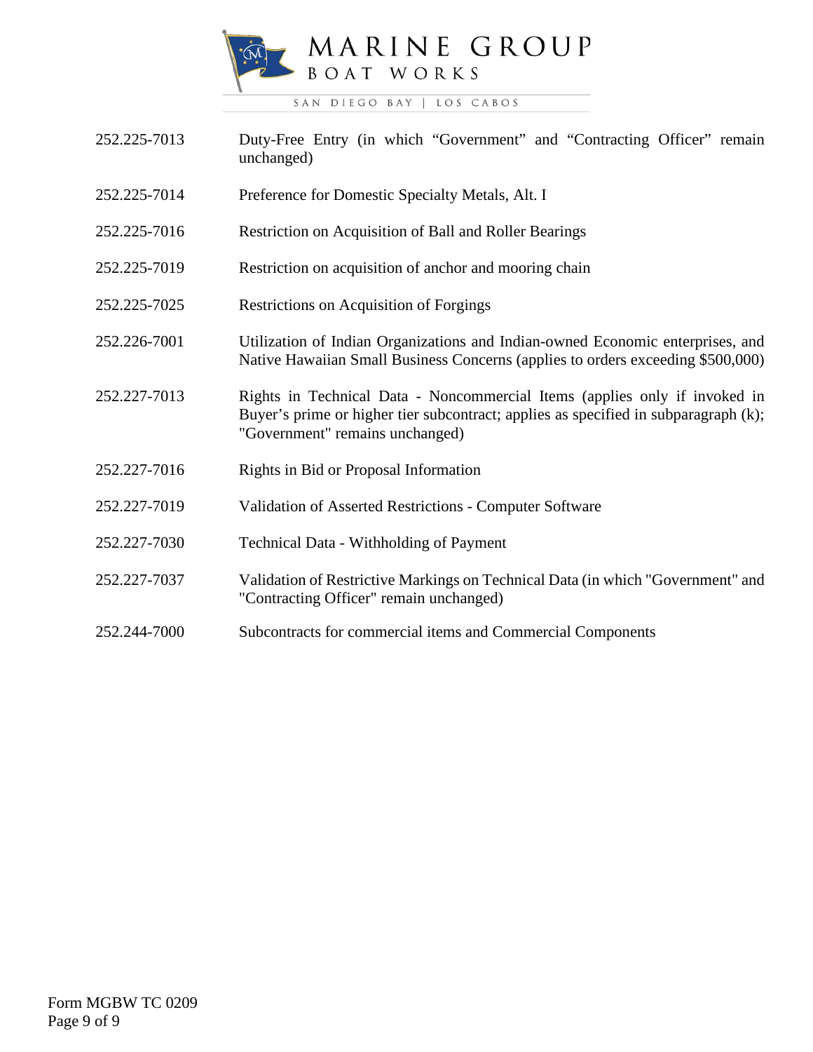| | |
|---|---|
| 252.225-7013 | Duty-Free Entry (in which "Government" and "Contracting Officer" remain unchanged) |
| 252.225-7014 | Preference for Domestic Specialty Metals, Alt. I |
| 252.225-7016 | Restriction on Acquisition of Ball and Roller Bearings |
| 252.225-7019 | Restriction on acquisition of anchor and mooring chain |
| 252.225-7025 | Restrictions on Acquisition of Forgings |
| 252.226-7001 | Utilization of Indian Organizations and Indian-owned Economic enterprises, and Native Hawaiian Small Business Concerns (applies to orders exceeding $500,000) |
| 252.227-7013 | Rights in Technical Data - Noncommercial Items (applies only if invoked in Buyer's prime or higher tier subcontract; applies as specified in subparagraph (k); "Government" remains unchanged) |
| 252.227-7016 | Rights in Bid or Proposal Information |
| 252.227-7019 | Validation of Asserted Restrictions - Computer Software |
| 252.227-7030 | Technical Data - Withholding of Payment |
| 252.227-7037 | Validation of Restrictive Markings on Technical Data (in which "Government" and "Contracting Officer" remain unchanged) |
| 252.244-7000 | Subcontracts for commercial items and Commercial Components |

Form MGBW TC 0209